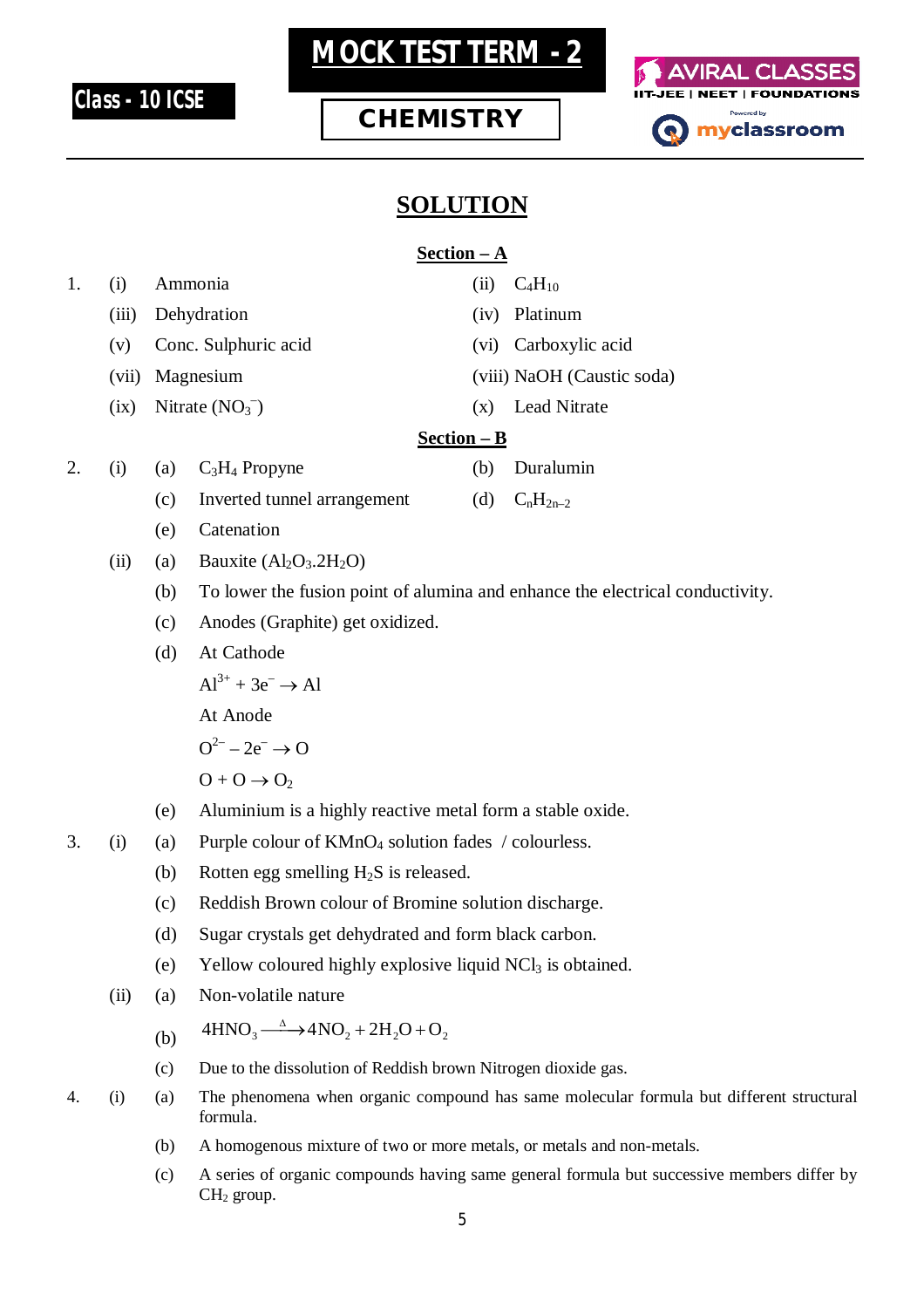# MOCK TEST TERM - 2

**Class - 10 ICSE**

**CHEMISTRY**

## SOLUTION

### Section – A

1. (i) Ammonia
   (ii) $C_4H_{10}$
   (iii) Dehydration
   (iv) Platinum
   (v) Conc. Sulphuric acid
   (vi) Carboxylic acid
   (vii) Magnesium
   (viii) NaOH (Caustic soda)
   (ix) Nitrate ($NO_3^-$)
   (x) Lead Nitrate

### Section – B

2. (i) (a) $C_3H_4$ Propyne
   (b) Duralumin
   (c) Inverted tunnel arrangement
   (d) $C_nH_{2n-2}$
   (e) Catenation

   (ii) (a) Bauxite ($Al_2O_3.2H_2O$)
   (b) To lower the fusion point of alumina and enhance the electrical conductivity.
   (c) Anodes (Graphite) get oxidized.
   (d) At Cathode

   $Al^{3+} + 3e^- \rightarrow Al$

   At Anode

   $O^{2-} - 2e^- \rightarrow O$

   $O + O \rightarrow O_2$

   (e) Aluminium is a highly reactive metal form a stable oxide.

3. (i) (a) Purple colour of $KMnO_4$ solution fades / colourless.
   (b) Rotten egg smelling $H_2S$ is released.
   (c) Reddish Brown colour of Bromine solution discharge.
   (d) Sugar crystals get dehydrated and form black carbon.
   (e) Yellow coloured highly explosive liquid $NCl_3$ is obtained.

   (ii) (a) Non-volatile nature
   (b) $4HNO_3 \xrightarrow{\Delta} 4NO_2 + 2H_2O + O_2$
   (c) Due to the dissolution of Reddish brown Nitrogen dioxide gas.

4. (i) (a) The phenomena when organic compound has same molecular formula but different structural formula.
   (b) A homogenous mixture of two or more metals, or metals and non-metals.
   (c) A series of organic compounds having same general formula but successive members differ by $CH_2$ group.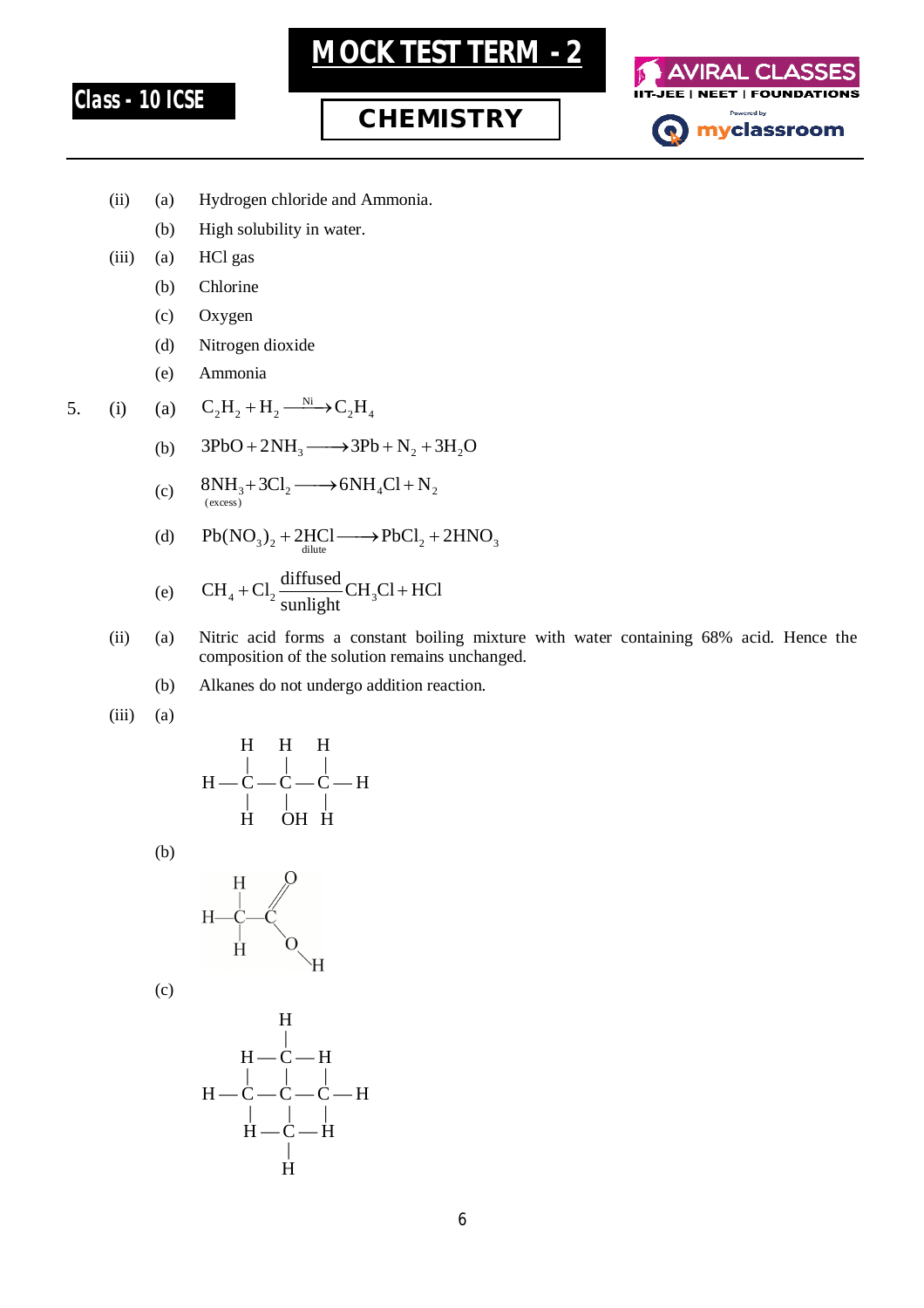(ii) (a) Hydrogen chloride and Ammonia.

(b) High solubility in water.

(iii) (a) HCl gas

(b) Chlorine

(c) Oxygen

(d) Nitrogen dioxide

(e) Ammonia

5\. (i) (a) $C_2H_2 + H_2 \xrightarrow{Ni} C_2H_4$

(b) $3PbO + 2NH_3 \longrightarrow 3Pb + N_2 + 3H_2O$

(c) $\underset{(excess)}{8NH_3} + 3Cl_2 \longrightarrow 6NH_4Cl + N_2$

(d) $Pb(NO_3)_2 + \underset{dilute}{2HCl} \longrightarrow PbCl_2 + 2HNO_3$

(e) $CH_4 + Cl_2 \xrightarrow[sunlight]{diffused} CH_3Cl + HCl$

(ii) (a) Nitric acid forms a constant boiling mixture with water containing 68% acid. Hence the composition of the solution remains unchanged.

(b) Alkanes do not undergo addition reaction.

(iii) (a)

```
    H   H   H
    |   |   |
H — C — C — C — H
    |   |   |
    H   OH  H
```

(b)

```
    H    O
    |   //
H — C — C
    |    \
    H     O
           \
            H
```

(c)

```
        H
        |
    H — C — H
    |   |   |
H — C — C — C — H
    |   |   |
    H — C — H
        |
        H
```